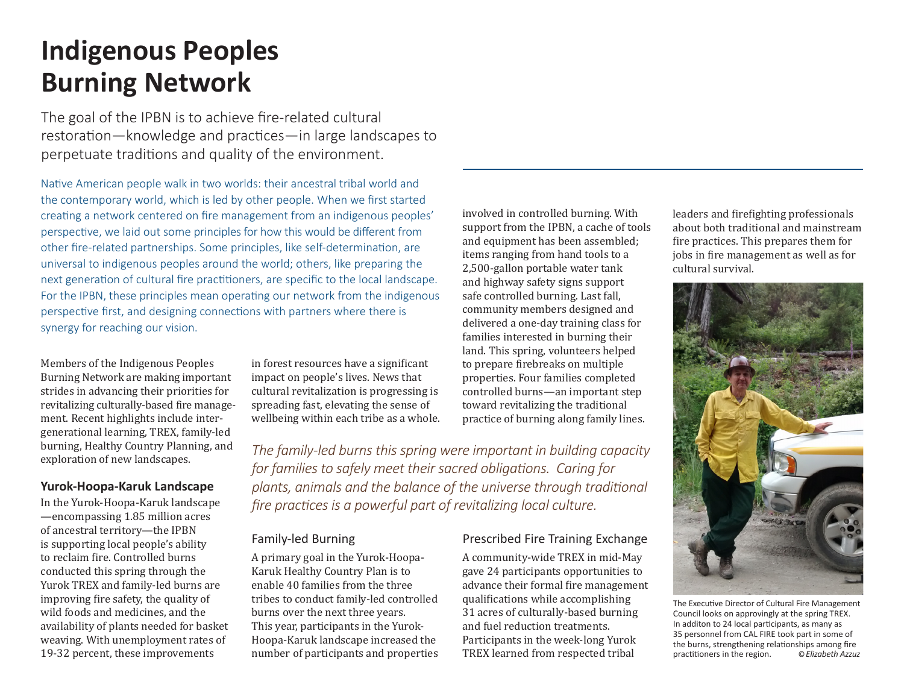# Indigenous Peoples Burning Network

The goal of the IPBN is to achieve fire-related cultural restoration—knowledge and practices—in large landscapes to perpetuate traditions and quality of the environment.

Native American people walk in two worlds: their ancestral tribal world and the contemporary world, which is led by other people. When we first started creating a network centered on fire management from an indigenous peoples' perspective, we laid out some principles for how this would be different from other fire-related partnerships. Some principles, like self-determination, are universal to indigenous peoples around the world; others, like preparing the next generation of cultural fire practitioners, are specific to the local landscape. For the IPBN, these principles mean operating our network from the indigenous perspective first, and designing connections with partners where there is synergy for reaching our vision.

Members of the Indigenous Peoples Burning Network are making important strides in advancing their priorities for revitalizing culturally-based fire management. Recent highlights include intergenerational learning, TREX, family-led burning, Healthy Country Planning, and exploration of new landscapes.

### Yurok-Hoopa-Karuk Landscape

In the Yurok-Hoopa-Karuk landscape—encompassing 1.85 million acres of ancestral territory—the IPBN is supporting local people's ability to reclaim fire. Controlled burns conducted this spring through the Yurok TREX and family-led burns are improving fire safety, the quality of wild foods and medicines, and the availability of plants needed for basket weaving. With unemployment rates of 19-32 percent, these improvements in forest resources have a significant impact on people's lives. News that cultural revitalization is progressing is spreading fast, elevating the sense of wellbeing within each tribe as a whole.

*The family-led burns this spring were important in building capacity for families to safely meet their sacred obligations. Caring for plants, animals and the balance of the universe through traditional fire practices is a powerful part of revitalizing local culture.*

### Family-led Burning

A primary goal in the Yurok-Hoopa-Karuk Healthy Country Plan is to enable 40 families from the three tribes to conduct family-led controlled burns over the next three years. This year, participants in the Yurok-Hoopa-Karuk landscape increased the number of participants and properties involved in controlled burning. With support from the IPBN, a cache of tools and equipment has been assembled; items ranging from hand tools to a 2,500-gallon portable water tank and highway safety signs support safe controlled burning. Last fall, community members designed and delivered a one-day training class for families interested in burning their land. This spring, volunteers helped to prepare firebreaks on multiple properties. Four families completed controlled burns—an important step toward revitalizing the traditional practice of burning along family lines.

### Prescribed Fire Training Exchange

A community-wide TREX in mid-May gave 24 participants opportunities to advance their formal fire management qualifications while accomplishing 31 acres of culturally-based burning and fuel reduction treatments. Participants in the week-long Yurok TREX learned from respected tribal leaders and firefighting professionals about both traditional and mainstream fire practices. This prepares them for jobs in fire management as well as for cultural survival.

The Executive Director of Cultural Fire Management Council looks on approvingly at the spring TREX. In additon to 24 local participants, as many as 35 personnel from CAL FIRE took part in some of the burns, strengthening relationships among fire practitioners in the region. *© Elizabeth Azzuz*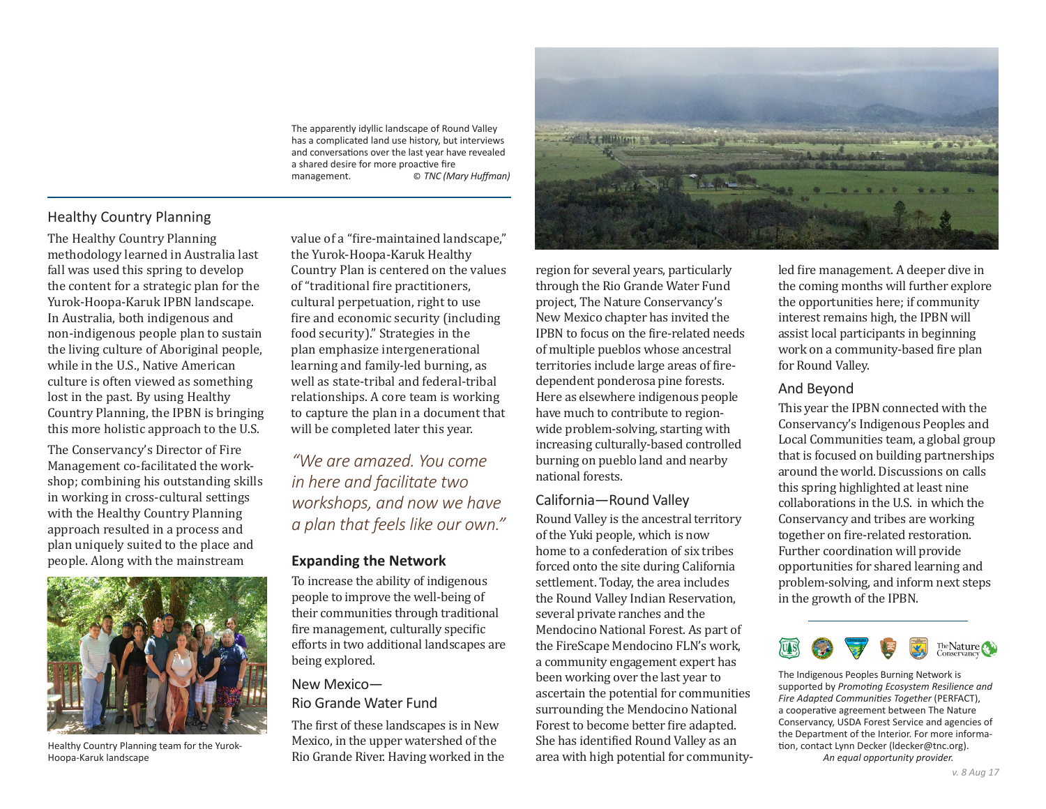The apparently idyllic landscape of Round Valley has a complicated land use history, but interviews and conversations over the last year have revealed a shared desire for more proactive fire management. © *TNC (Mary Huffman)*

## Healthy Country Planning

The Healthy Country Planning methodology learned in Australia last fall was used this spring to develop the content for a strategic plan for the Yurok-Hoopa-Karuk IPBN landscape. In Australia, both indigenous and non-indigenous people plan to sustain the living culture of Aboriginal people, while in the U.S., Native American culture is often viewed as something lost in the past. By using Healthy Country Planning, the IPBN is bringing this more holistic approach to the U.S.

The Conservancy's Director of Fire Management co-facilitated the workshop; combining his outstanding skills in working in cross-cultural settings with the Healthy Country Planning approach resulted in a process and plan uniquely suited to the place and people. Along with the mainstream value of a "fire-maintained landscape," the Yurok-Hoopa-Karuk Healthy Country Plan is centered on the values of "traditional fire practitioners, cultural perpetuation, right to use fire and economic security (including food security)." Strategies in the plan emphasize intergenerational learning and family-led burning, as well as state-tribal and federal-tribal relationships. A core team is working to capture the plan in a document that will be completed later this year.

Healthy Country Planning team for the Yurok-Hoopa-Karuk landscape

*"We are amazed. You come in here and facilitate two workshops, and now we have a plan that feels like our own."*

## Expanding the Network

To increase the ability of indigenous people to improve the well-being of their communities through traditional fire management, culturally specific efforts in two additional landscapes are being explored.

### New Mexico—Rio Grande Water Fund

The first of these landscapes is in New Mexico, in the upper watershed of the Rio Grande River. Having worked in the region for several years, particularly through the Rio Grande Water Fund project, The Nature Conservancy's New Mexico chapter has invited the IPBN to focus on the fire-related needs of multiple pueblos whose ancestral territories include large areas of fire-dependent ponderosa pine forests. Here as elsewhere indigenous people have much to contribute to region-wide problem-solving, starting with increasing culturally-based controlled burning on pueblo land and nearby national forests.

### California—Round Valley

Round Valley is the ancestral territory of the Yuki people, which is now home to a confederation of six tribes forced onto the site during California settlement. Today, the area includes the Round Valley Indian Reservation, several private ranches and the Mendocino National Forest. As part of the FireScape Mendocino FLN's work, a community engagement expert has been working over the last year to ascertain the potential for communities surrounding the Mendocino National Forest to become better fire adapted. She has identified Round Valley as an area with high potential for community-led fire management. A deeper dive in the coming months will further explore the opportunities here; if community interest remains high, the IPBN will assist local participants in beginning work on a community-based fire plan for Round Valley.

### And Beyond

This year the IPBN connected with the Conservancy's Indigenous Peoples and Local Communities team, a global group that is focused on building partnerships around the world. Discussions on calls this spring highlighted at least nine collaborations in the U.S. in which the Conservancy and tribes are working together on fire-related restoration. Further coordination will provide opportunities for shared learning and problem-solving, and inform next steps in the growth of the IPBN.

The Indigenous Peoples Burning Network is supported by *Promoting Ecosystem Resilience and Fire Adapted Communities Together* (PERFACT), a cooperative agreement between The Nature Conservancy, USDA Forest Service and agencies of the Department of the Interior. For more information, contact Lynn Decker (ldecker@tnc.org).

*An equal opportunity provider.*

*v. 8 Aug 17*